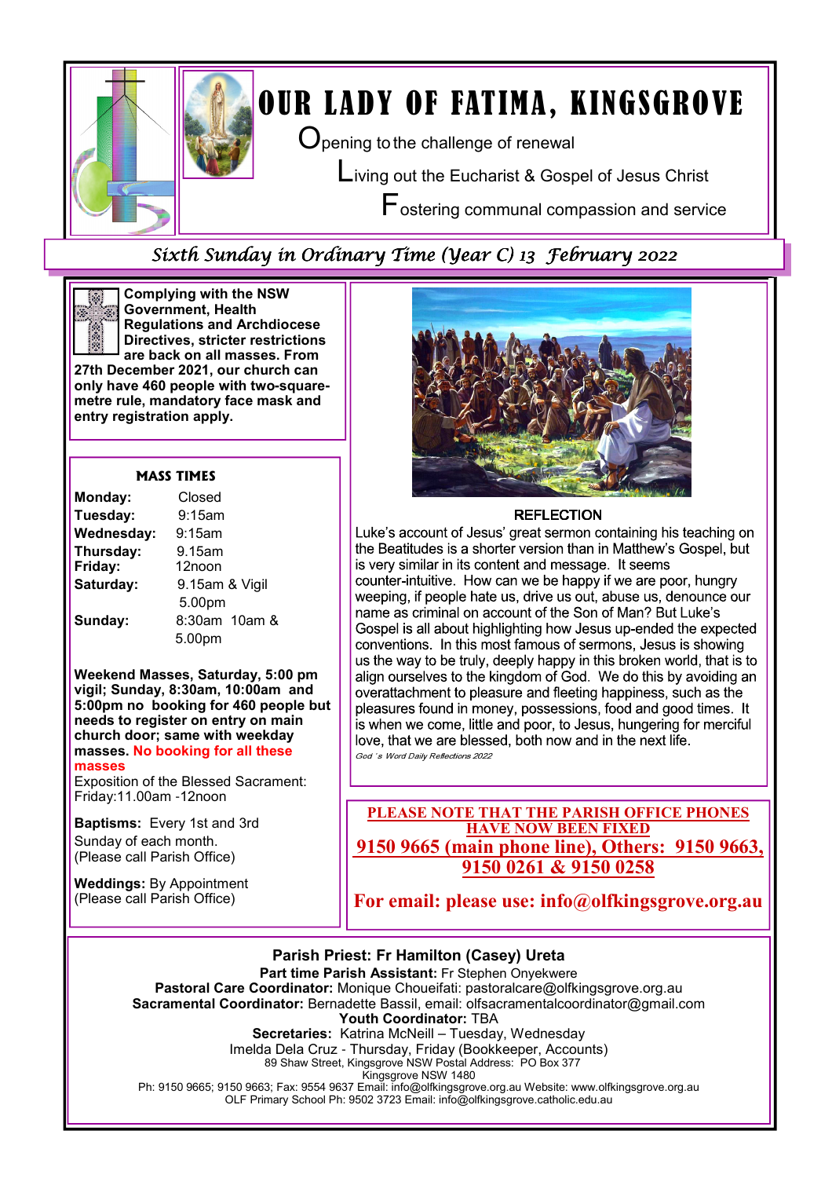# OUR LADY OF FATIMA, KINGSGROVE

**O**pening to the challenge of renewal

**L**iving out the Eucharist & Gospel of Jesus Christ

**F**ostering communal compassion and service

## *Sixth Sunday in Ordinary Time (Year C) 13 February 2022*

**Complying with the NSW Government, Health Regulations and Archdiocese Directives, stricter restrictions are back on all masses. From 27th December 2021, our church can only have 460 people with two-square-metre rule, mandatory face mask and entry registration apply.**

### MASS TIMES

| | |
|---|---|
| **Monday:** | Closed |
| **Tuesday:** | 9:15am |
| **Wednesday:** | 9:15am |
| **Thursday:** | 9.15am |
| **Friday:** | 12noon |
| **Saturday:** | 9.15am & Vigil 5.00pm |
| **Sunday:** | 8:30am 10am & 5.00pm |

**Weekend Masses, Saturday, 5:00 pm vigil; Sunday, 8:30am, 10:00am and 5:00pm no booking for 460 people but needs to register on entry on main church door; same with weekday masses. No booking for all these masses**

Exposition of the Blessed Sacrament: Friday:11.00am -12noon

**Baptisms:** Every 1st and 3rd Sunday of each month. (Please call Parish Office)

**Weddings:** By Appointment (Please call Parish Office)

### REFLECTION

Luke's account of Jesus' great sermon containing his teaching on the Beatitudes is a shorter version than in Matthew's Gospel, but is very similar in its content and message. It seems counter-intuitive. How can we be happy if we are poor, hungry weeping, if people hate us, drive us out, abuse us, denounce our name as criminal on account of the Son of Man? But Luke's Gospel is all about highlighting how Jesus up-ended the expected conventions. In this most famous of sermons, Jesus is showing us the way to be truly, deeply happy in this broken world, that is to align ourselves to the kingdom of God. We do this by avoiding an overattachment to pleasure and fleeting happiness, such as the pleasures found in money, possessions, food and good times. It is when we come, little and poor, to Jesus, hungering for merciful love, that we are blessed, both now and in the next life.

*God's Word Daily Reflections 2022*

**PLEASE NOTE THAT THE PARISH OFFICE PHONES HAVE NOW BEEN FIXED**

**9150 9665 (main phone line), Others: 9150 9663, 9150 0261 & 9150 0258**

**For email: please use: info@olfkingsgrove.org.au**

**Parish Priest: Fr Hamilton (Casey) Ureta**

**Part time Parish Assistant:** Fr Stephen Onyekwere

**Pastoral Care Coordinator:** Monique Choueifati: pastoralcare@olfkingsgrove.org.au

**Sacramental Coordinator:** Bernadette Bassil, email: olfsacramentalcoordinator@gmail.com

**Youth Coordinator:** TBA

**Secretaries:** Katrina McNeill – Tuesday, Wednesday

Imelda Dela Cruz - Thursday, Friday (Bookkeeper, Accounts)

89 Shaw Street, Kingsgrove NSW Postal Address: PO Box 377 Kingsgrove NSW 1480

Ph: 9150 9665; 9150 9663; Fax: 9554 9637 Email: info@olfkingsgrove.org.au Website: www.olfkingsgrove.org.au

OLF Primary School Ph: 9502 3723 Email: info@olfkingsgrove.catholic.edu.au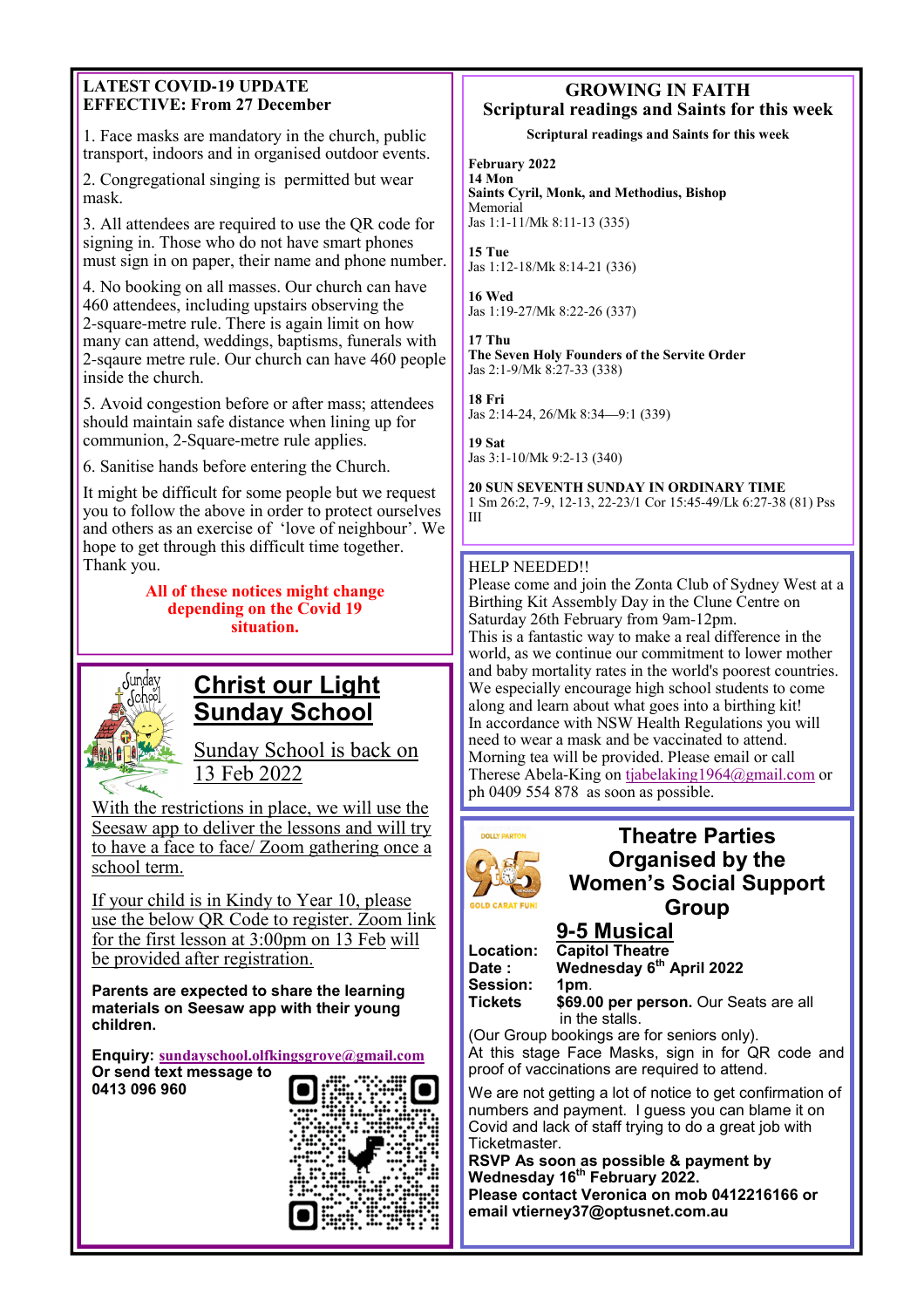**LATEST COVID-19 UPDATE**
**EFFECTIVE: From 27 December**

1. Face masks are mandatory in the church, public transport, indoors and in organised outdoor events.

2. Congregational singing is permitted but wear mask.

3. All attendees are required to use the QR code for signing in. Those who do not have smart phones must sign in on paper, their name and phone number.

4. No booking on all masses. Our church can have 460 attendees, including upstairs observing the 2-square-metre rule. There is again limit on how many can attend, weddings, baptisms, funerals with 2-sqaure metre rule. Our church can have 460 people inside the church.

5. Avoid congestion before or after mass; attendees should maintain safe distance when lining up for communion, 2-Square-metre rule applies.

6. Sanitise hands before entering the Church.

It might be difficult for some people but we request you to follow the above in order to protect ourselves and others as an exercise of 'love of neighbour'. We hope to get through this difficult time together. Thank you.

**All of these notices might change depending on the Covid 19 situation.**

## Christ our Light Sunday School

Sunday School is back on 13 Feb 2022

With the restrictions in place, we will use the Seesaw app to deliver the lessons and will try to have a face to face/ Zoom gathering once a school term.

If your child is in Kindy to Year 10, please use the below QR Code to register. Zoom link for the first lesson at 3:00pm on 13 Feb will be provided after registration.

**Parents are expected to share the learning materials on Seesaw app with their young children.**

**Enquiry:** sundayschool.olfkingsgrove@gmail.com
**Or send text message to 0413 096 960**

## GROWING IN FAITH
## Scriptural readings and Saints for this week

**Scriptural readings and Saints for this week**

**February 2022**
**14 Mon**
**Saints Cyril, Monk, and Methodius, Bishop**
Memorial
Jas 1:1-11/Mk 8:11-13 (335)

**15 Tue**
Jas 1:12-18/Mk 8:14-21 (336)

**16 Wed**
Jas 1:19-27/Mk 8:22-26 (337)

**17 Thu**
**The Seven Holy Founders of the Servite Order**
Jas 2:1-9/Mk 8:27-33 (338)

**18 Fri**
Jas 2:14-24, 26/Mk 8:34—9:1 (339)

**19 Sat**
Jas 3:1-10/Mk 9:2-13 (340)

**20 SUN SEVENTH SUNDAY IN ORDINARY TIME**
1 Sm 26:2, 7-9, 12-13, 22-23/1 Cor 15:45-49/Lk 6:27-38 (81) Pss III

HELP NEEDED!!
Please come and join the Zonta Club of Sydney West at a Birthing Kit Assembly Day in the Clune Centre on Saturday 26th February from 9am-12pm.
This is a fantastic way to make a real difference in the world, as we continue our commitment to lower mother and baby mortality rates in the world's poorest countries. We especially encourage high school students to come along and learn about what goes into a birthing kit!
In accordance with NSW Health Regulations you will need to wear a mask and be vaccinated to attend.
Morning tea will be provided. Please email or call Therese Abela-King on tjabelaking1964@gmail.com or ph 0409 554 878 as soon as possible.

## Theatre Parties Organised by the Women's Social Support Group

## 9-5 Musical

**Location:** **Capitol Theatre**
**Date :** **Wednesday 6th April 2022**
**Session:** **1pm**.
**Tickets** **$69.00 per person.** Our Seats are all in the stalls.

(Our Group bookings are for seniors only).
At this stage Face Masks, sign in for QR code and proof of vaccinations are required to attend.

We are not getting a lot of notice to get confirmation of numbers and payment. I guess you can blame it on Covid and lack of staff trying to do a great job with Ticketmaster.

**RSVP As soon as possible & payment by Wednesday 16th February 2022.**
**Please contact Veronica on mob 0412216166 or email vtierney37@optusnet.com.au**